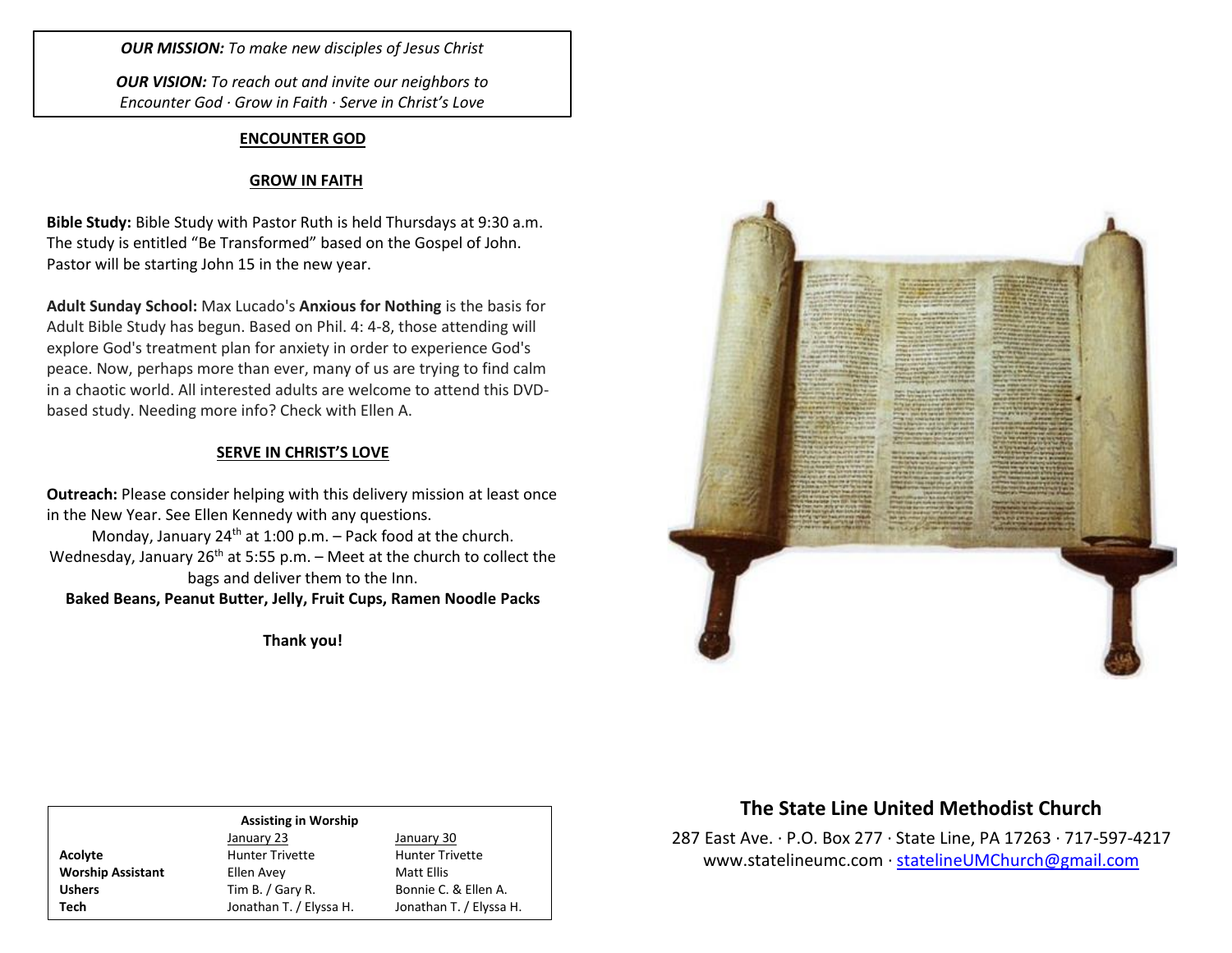***OUR MISSION:*** *To make new disciples of Jesus Christ*

***OUR VISION:*** *To reach out and invite our neighbors to Encounter God · Grow in Faith · Serve in Christ's Love*

## ENCOUNTER GOD

## GROW IN FAITH

**Bible Study:** Bible Study with Pastor Ruth is held Thursdays at 9:30 a.m. The study is entitled "Be Transformed" based on the Gospel of John. Pastor will be starting John 15 in the new year.

**Adult Sunday School:** Max Lucado's **Anxious for Nothing** is the basis for Adult Bible Study has begun. Based on Phil. 4: 4-8, those attending will explore God's treatment plan for anxiety in order to experience God's peace. Now, perhaps more than ever, many of us are trying to find calm in a chaotic world. All interested adults are welcome to attend this DVD-based study. Needing more info? Check with Ellen A.

## SERVE IN CHRIST'S LOVE

**Outreach:** Please consider helping with this delivery mission at least once in the New Year. See Ellen Kennedy with any questions.

Monday, January 24th at 1:00 p.m. – Pack food at the church.

Wednesday, January 26th at 5:55 p.m. – Meet at the church to collect the bags and deliver them to the Inn.

**Baked Beans, Peanut Butter, Jelly, Fruit Cups, Ramen Noodle Packs**

**Thank you!**

**Assisting in Worship**

| | January 23 | January 30 |
|---|---|---|
| **Acolyte** | Hunter Trivette | Hunter Trivette |
| **Worship Assistant** | Ellen Avey | Matt Ellis |
| **Ushers** | Tim B. / Gary R. | Bonnie C. & Ellen A. |
| **Tech** | Jonathan T. / Elyssa H. | Jonathan T. / Elyssa H. |

## The State Line United Methodist Church

287 East Ave. · P.O. Box 277 · State Line, PA 17263 · 717-597-4217
www.statelineumc.com · statelineUMChurch@gmail.com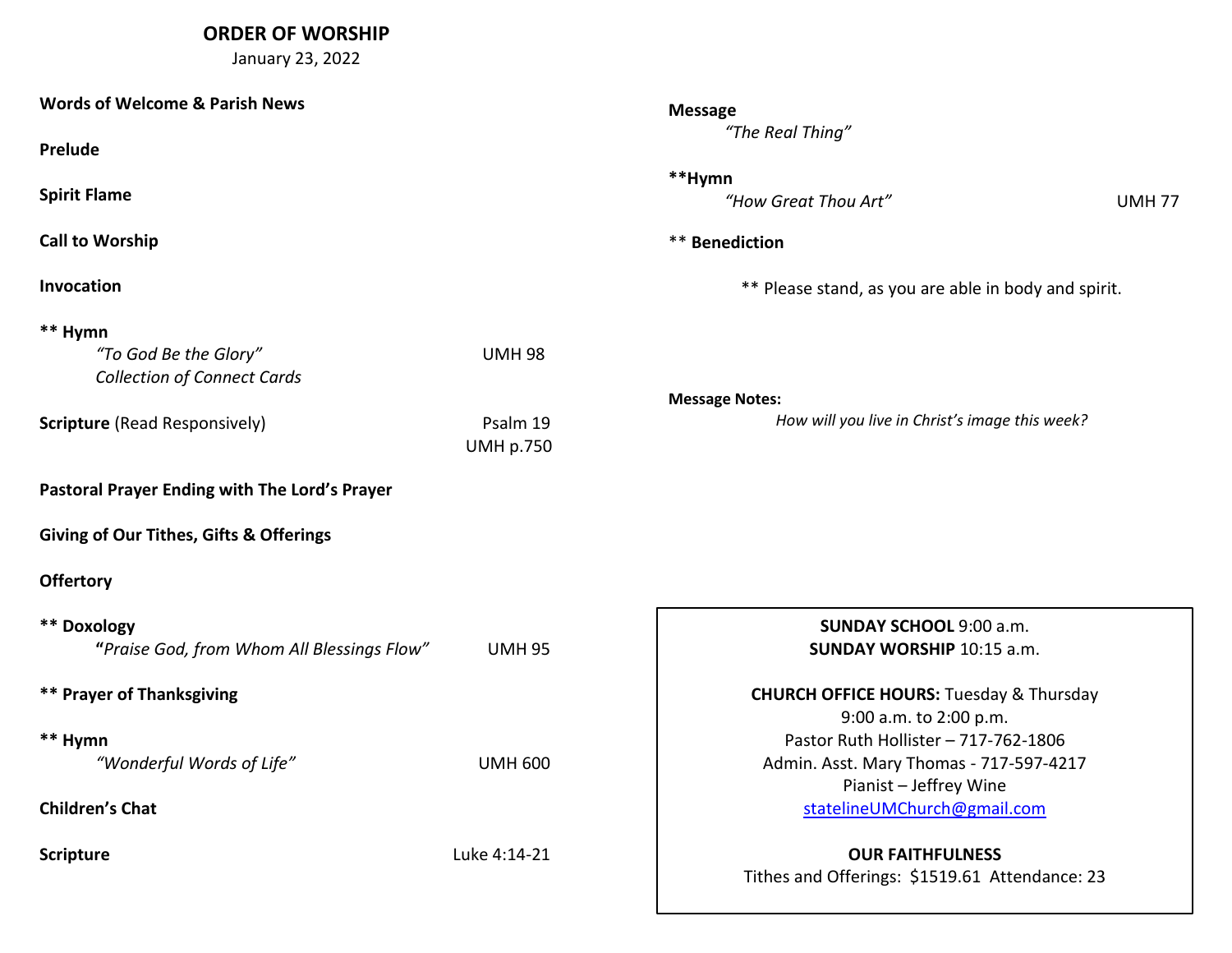## ORDER OF WORSHIP

January 23, 2022

**Words of Welcome & Parish News**

**Prelude**

**Spirit Flame**

**Call to Worship**

**Invocation**

**\*\* Hymn**
*"To God Be the Glory"* — UMH 98
*Collection of Connect Cards*

**Scripture** (Read Responsively) — Psalm 19, UMH p.750

**Pastoral Prayer Ending with The Lord's Prayer**

**Giving of Our Tithes, Gifts & Offerings**

**Offertory**

**\*\* Doxology**
**"***Praise God, from Whom All Blessings Flow"* — UMH 95

**\*\* Prayer of Thanksgiving**

**\*\* Hymn**
*"Wonderful Words of Life"* — UMH 600

**Children's Chat**

**Scripture** — Luke 4:14-21

**Message**
*"The Real Thing"*

**\*\*Hymn**
*"How Great Thou Art"* — UMH 77

\*\* **Benediction**

\*\* Please stand, as you are able in body and spirit.

**Message Notes:**
*How will you live in Christ's image this week?*

---

**SUNDAY SCHOOL** 9:00 a.m.
**SUNDAY WORSHIP** 10:15 a.m.

**CHURCH OFFICE HOURS:** Tuesday & Thursday
9:00 a.m. to 2:00 p.m.
Pastor Ruth Hollister – 717-762-1806
Admin. Asst. Mary Thomas - 717-597-4217
Pianist – Jeffrey Wine
statelineUMChurch@gmail.com

**OUR FAITHFULNESS**
Tithes and Offerings: $1519.61 Attendance: 23